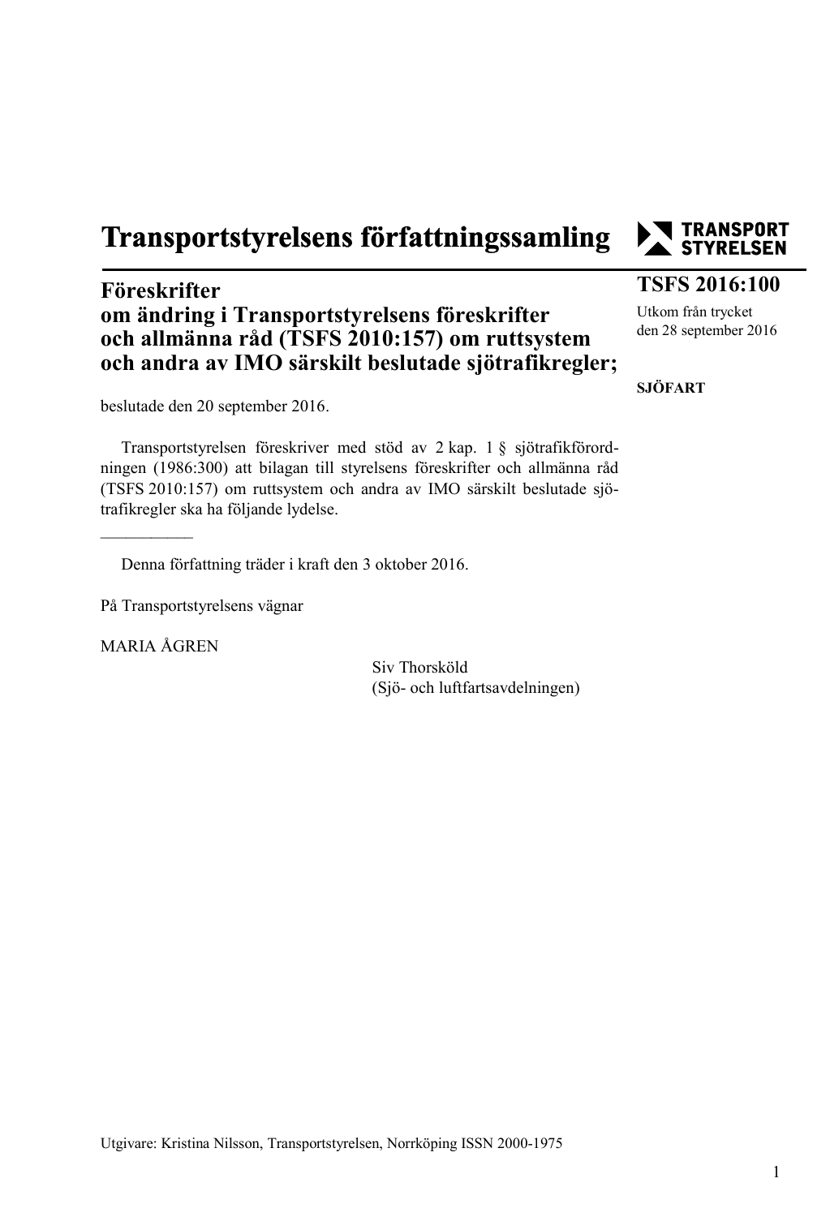# Transportstyrelsens författningssamling

**TSFS 2016:100**

Utkom från trycket den 28 september 2016

**SJÖFART**

## Föreskrifter om ändring i Transportstyrelsens föreskrifter och allmänna råd (TSFS 2010:157) om ruttsystem och andra av IMO särskilt beslutade sjötrafikregler;

beslutade den 20 september 2016.

Transportstyrelsen föreskriver med stöd av 2 kap. 1 § sjötrafikförordningen (1986:300) att bilagan till styrelsens föreskrifter och allmänna råd (TSFS 2010:157) om ruttsystem och andra av IMO särskilt beslutade sjötrafikregler ska ha följande lydelse.

———————

Denna författning träder i kraft den 3 oktober 2016.

På Transportstyrelsens vägnar

MARIA ÅGREN

Siv Thorsköld
(Sjö- och luftfartsavdelningen)

Utgivare: Kristina Nilsson, Transportstyrelsen, Norrköping ISSN 2000-1975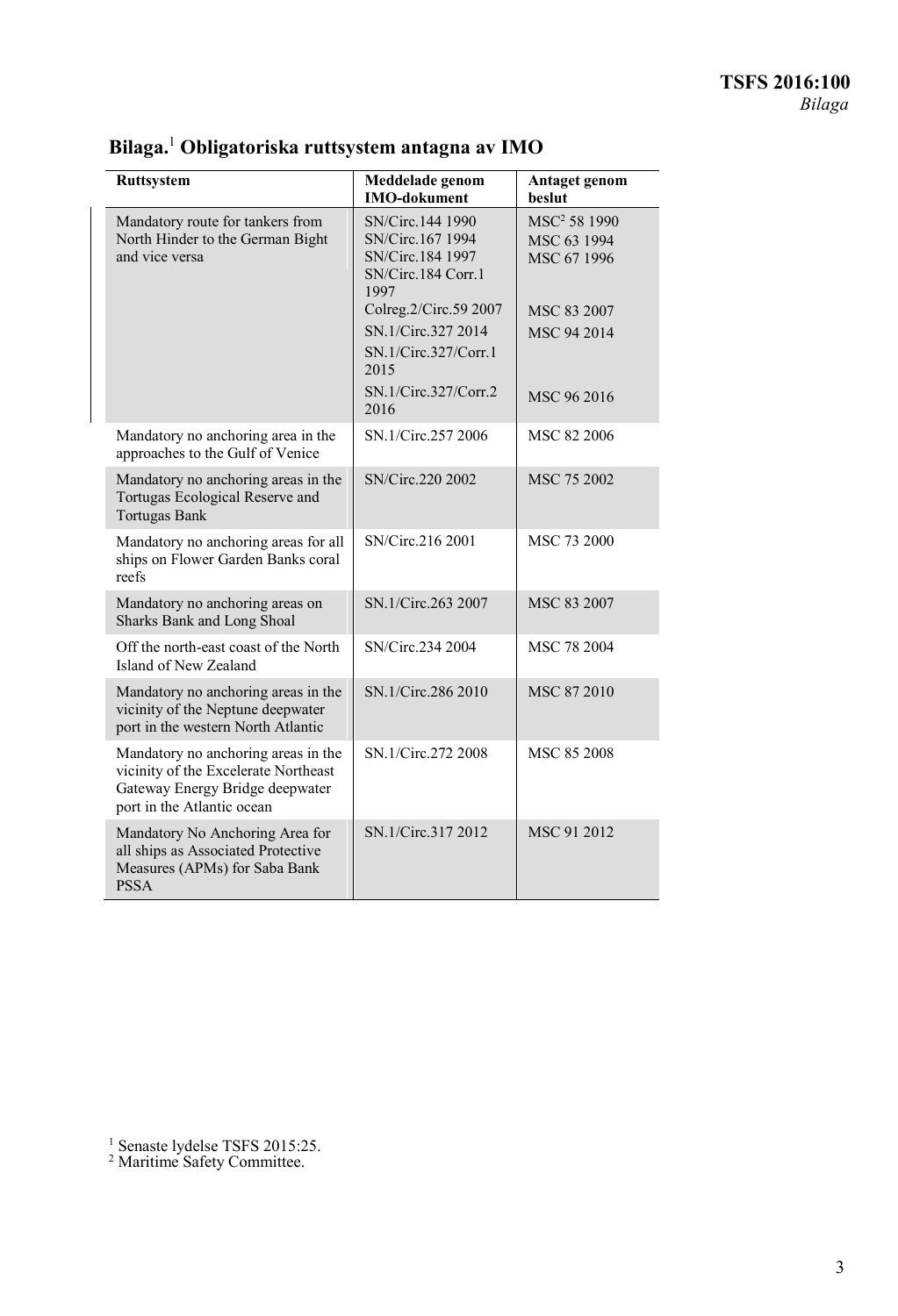## Bilaga.[1] Obligatoriska ruttsystem antagna av IMO

| Ruttsystem | Meddelade genom IMO-dokument | Antaget genom beslut |
|---|---|---|
| Mandatory route for tankers from North Hinder to the German Bight and vice versa | SN/Circ.144 1990<br>SN/Circ.167 1994<br>SN/Circ.184 1997<br>SN/Circ.184 Corr.1 1997<br>Colreg.2/Circ.59 2007<br>SN.1/Circ.327 2014<br>SN.1/Circ.327/Corr.1 2015<br>SN.1/Circ.327/Corr.2 2016 | MSC[2] 58 1990<br>MSC 63 1994<br>MSC 67 1996<br><br>MSC 83 2007<br>MSC 94 2014<br><br>MSC 96 2016 |
| Mandatory no anchoring area in the approaches to the Gulf of Venice | SN.1/Circ.257 2006 | MSC 82 2006 |
| Mandatory no anchoring areas in the Tortugas Ecological Reserve and Tortugas Bank | SN/Circ.220 2002 | MSC 75 2002 |
| Mandatory no anchoring areas for all ships on Flower Garden Banks coral reefs | SN/Circ.216 2001 | MSC 73 2000 |
| Mandatory no anchoring areas on Sharks Bank and Long Shoal | SN.1/Circ.263 2007 | MSC 83 2007 |
| Off the north-east coast of the North Island of New Zealand | SN/Circ.234 2004 | MSC 78 2004 |
| Mandatory no anchoring areas in the vicinity of the Neptune deepwater port in the western North Atlantic | SN.1/Circ.286 2010 | MSC 87 2010 |
| Mandatory no anchoring areas in the vicinity of the Excelerate Northeast Gateway Energy Bridge deepwater port in the Atlantic ocean | SN.1/Circ.272 2008 | MSC 85 2008 |
| Mandatory No Anchoring Area for all ships as Associated Protective Measures (APMs) for Saba Bank PSSA | SN.1/Circ.317 2012 | MSC 91 2012 |

[1] Senaste lydelse TSFS 2015:25.
[2] Maritime Safety Committee.